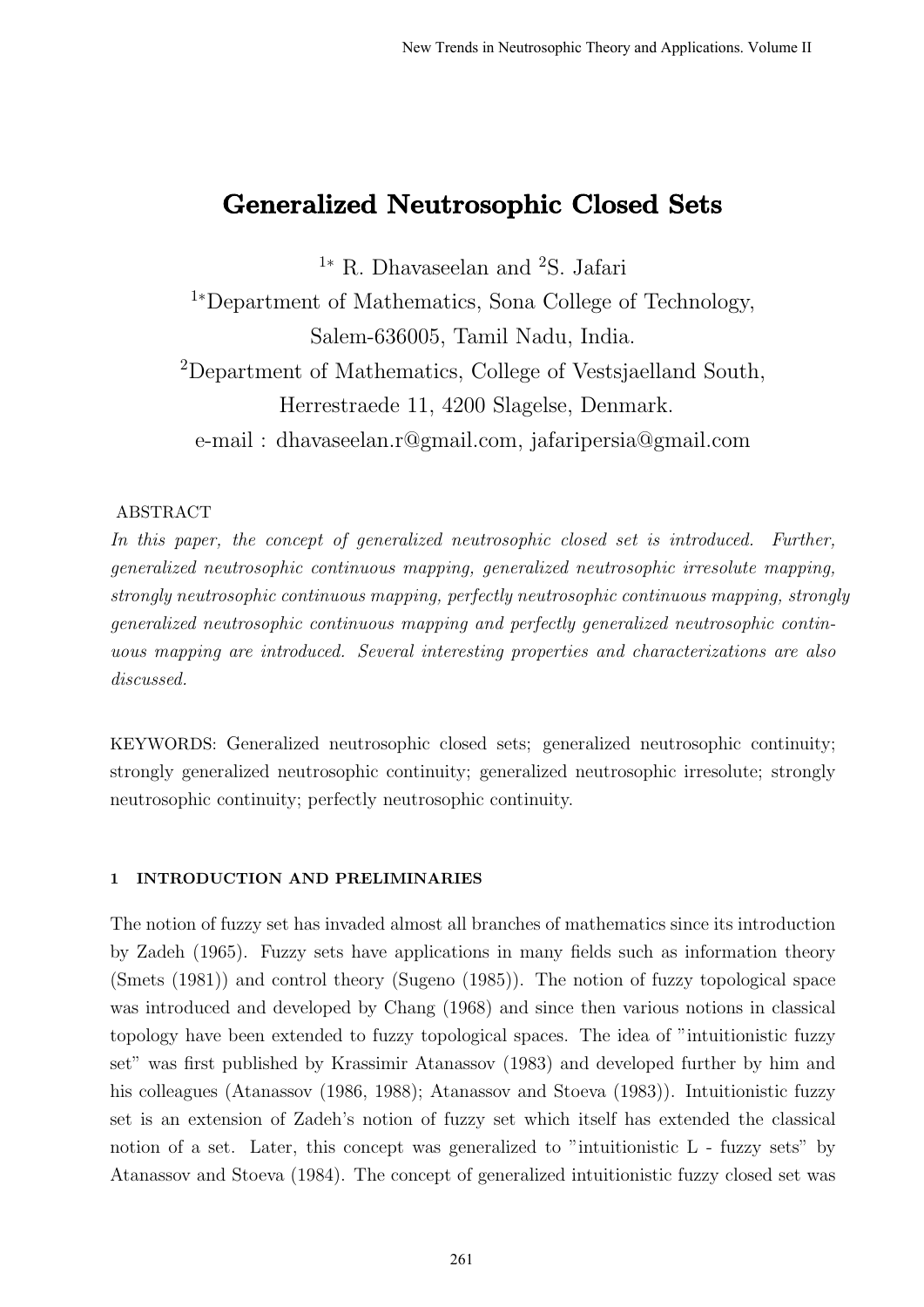# Generalized Neutrosophic Closed Sets

[1*] R. Dhavaseelan and [2]S. Jafari

[1*]Department of Mathematics, Sona College of Technology, Salem-636005, Tamil Nadu, India.

[2]Department of Mathematics, College of Vestsjaelland South, Herrestraede 11, 4200 Slagelse, Denmark.

e-mail : dhavaseelan.r@gmail.com, jafaripersia@gmail.com

ABSTRACT

*In this paper, the concept of generalized neutrosophic closed set is introduced. Further, generalized neutrosophic continuous mapping, generalized neutrosophic irresolute mapping, strongly neutrosophic continuous mapping, perfectly neutrosophic continuous mapping, strongly generalized neutrosophic continuous mapping and perfectly generalized neutrosophic continuous mapping are introduced. Several interesting properties and characterizations are also discussed.*

KEYWORDS: Generalized neutrosophic closed sets; generalized neutrosophic continuity; strongly generalized neutrosophic continuity; generalized neutrosophic irresolute; strongly neutrosophic continuity; perfectly neutrosophic continuity.

## 1 INTRODUCTION AND PRELIMINARIES

The notion of fuzzy set has invaded almost all branches of mathematics since its introduction by Zadeh (1965). Fuzzy sets have applications in many fields such as information theory (Smets (1981)) and control theory (Sugeno (1985)). The notion of fuzzy topological space was introduced and developed by Chang (1968) and since then various notions in classical topology have been extended to fuzzy topological spaces. The idea of "intuitionistic fuzzy set" was first published by Krassimir Atanassov (1983) and developed further by him and his colleagues (Atanassov (1986, 1988); Atanassov and Stoeva (1983)). Intuitionistic fuzzy set is an extension of Zadeh's notion of fuzzy set which itself has extended the classical notion of a set. Later, this concept was generalized to "intuitionistic L - fuzzy sets" by Atanassov and Stoeva (1984). The concept of generalized intuitionistic fuzzy closed set was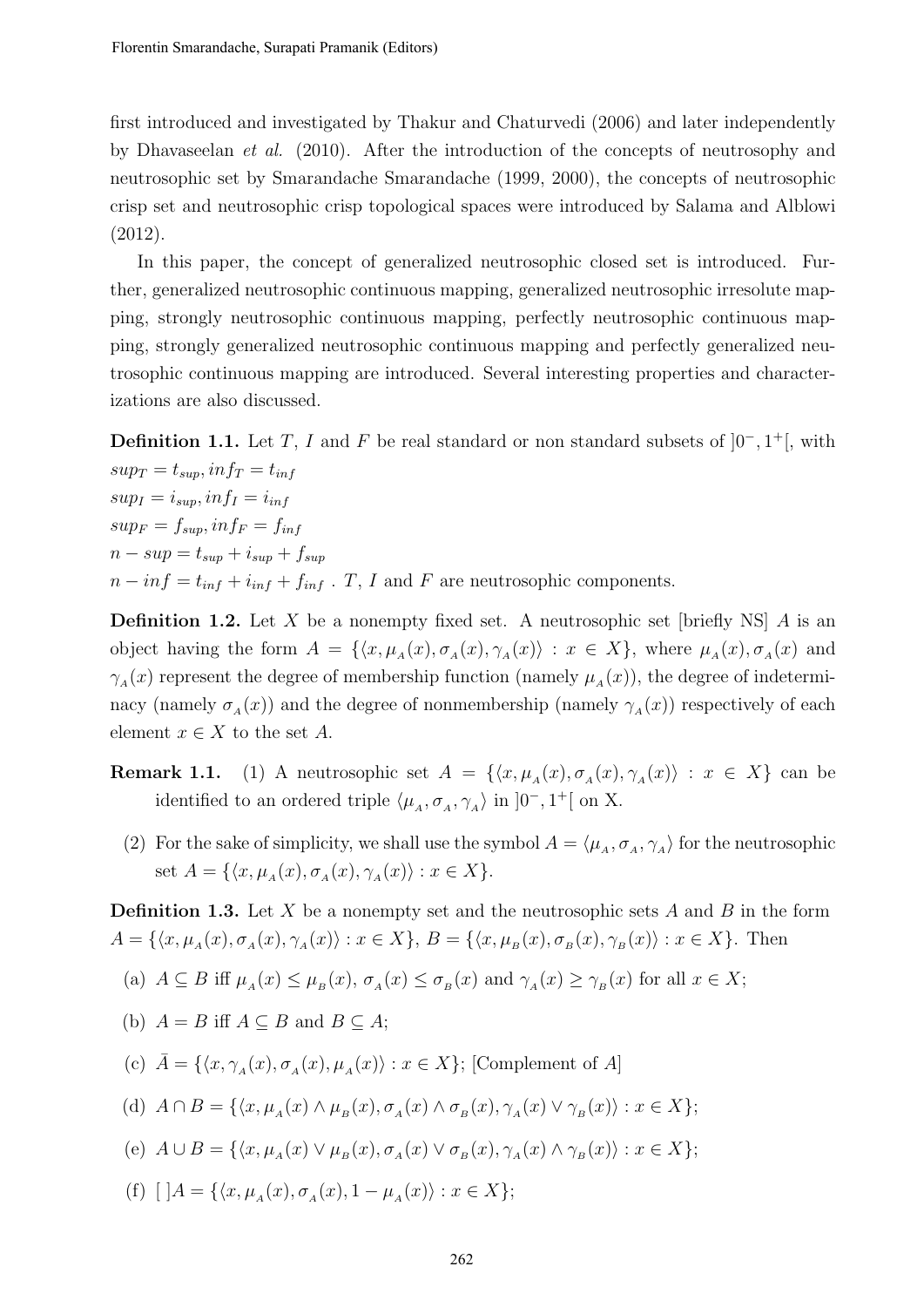first introduced and investigated by Thakur and Chaturvedi (2006) and later independently by Dhavaseelan *et al.* (2010). After the introduction of the concepts of neutrosophy and neutrosophic set by Smarandache Smarandache (1999, 2000), the concepts of neutrosophic crisp set and neutrosophic crisp topological spaces were introduced by Salama and Alblowi (2012).

In this paper, the concept of generalized neutrosophic closed set is introduced. Further, generalized neutrosophic continuous mapping, generalized neutrosophic irresolute mapping, strongly neutrosophic continuous mapping, perfectly neutrosophic continuous mapping, strongly generalized neutrosophic continuous mapping and perfectly generalized neutrosophic continuous mapping are introduced. Several interesting properties and characterizations are also discussed.

**Definition 1.1.** Let $T$, $I$ and $F$ be real standard or non standard subsets of $]0^-, 1^+[$, with
$sup_T = t_{sup}, inf_T = t_{inf}$
$sup_I = i_{sup}, inf_I = i_{inf}$
$sup_F = f_{sup}, inf_F = f_{inf}$
$n - sup = t_{sup} + i_{sup} + f_{sup}$
$n - inf = t_{inf} + i_{inf} + f_{inf}$ . $T$, $I$ and $F$ are neutrosophic components.

**Definition 1.2.** Let $X$ be a nonempty fixed set. A neutrosophic set [briefly NS] $A$ is an object having the form $A = \{\langle x, \mu_A(x), \sigma_A(x), \gamma_A(x)\rangle : x \in X\}$, where $\mu_A(x), \sigma_A(x)$ and $\gamma_A(x)$ represent the degree of membership function (namely $\mu_A(x)$), the degree of indeterminacy (namely $\sigma_A(x)$) and the degree of nonmembership (namely $\gamma_A(x)$) respectively of each element $x \in X$ to the set $A$.

**Remark 1.1.** (1) A neutrosophic set $A = \{\langle x, \mu_A(x), \sigma_A(x), \gamma_A(x)\rangle : x \in X\}$ can be identified to an ordered triple $\langle \mu_A, \sigma_A, \gamma_A\rangle$ in $]0^-, 1^+[$ on X.

(2) For the sake of simplicity, we shall use the symbol $A = \langle \mu_A, \sigma_A, \gamma_A\rangle$ for the neutrosophic set $A = \{\langle x, \mu_A(x), \sigma_A(x), \gamma_A(x)\rangle : x \in X\}$.

**Definition 1.3.** Let $X$ be a nonempty set and the neutrosophic sets $A$ and $B$ in the form $A = \{\langle x, \mu_A(x), \sigma_A(x), \gamma_A(x)\rangle : x \in X\}$, $B = \{\langle x, \mu_B(x), \sigma_B(x), \gamma_B(x)\rangle : x \in X\}$. Then

(a) $A \subseteq B$ iff $\mu_A(x) \leq \mu_B(x)$, $\sigma_A(x) \leq \sigma_B(x)$ and $\gamma_A(x) \geq \gamma_B(x)$ for all $x \in X$;

(b) $A = B$ iff $A \subseteq B$ and $B \subseteq A$;

(c) $\bar{A} = \{\langle x, \gamma_A(x), \sigma_A(x), \mu_A(x)\rangle : x \in X\}$; [Complement of $A$]

(d) $A \cap B = \{\langle x, \mu_A(x) \wedge \mu_B(x), \sigma_A(x) \wedge \sigma_B(x), \gamma_A(x) \vee \gamma_B(x)\rangle : x \in X\}$;

(e) $A \cup B = \{\langle x, \mu_A(x) \vee \mu_B(x), \sigma_A(x) \vee \sigma_B(x), \gamma_A(x) \wedge \gamma_B(x)\rangle : x \in X\}$;

(f) $[\,]A = \{\langle x, \mu_A(x), \sigma_A(x), 1 - \mu_A(x)\rangle : x \in X\}$;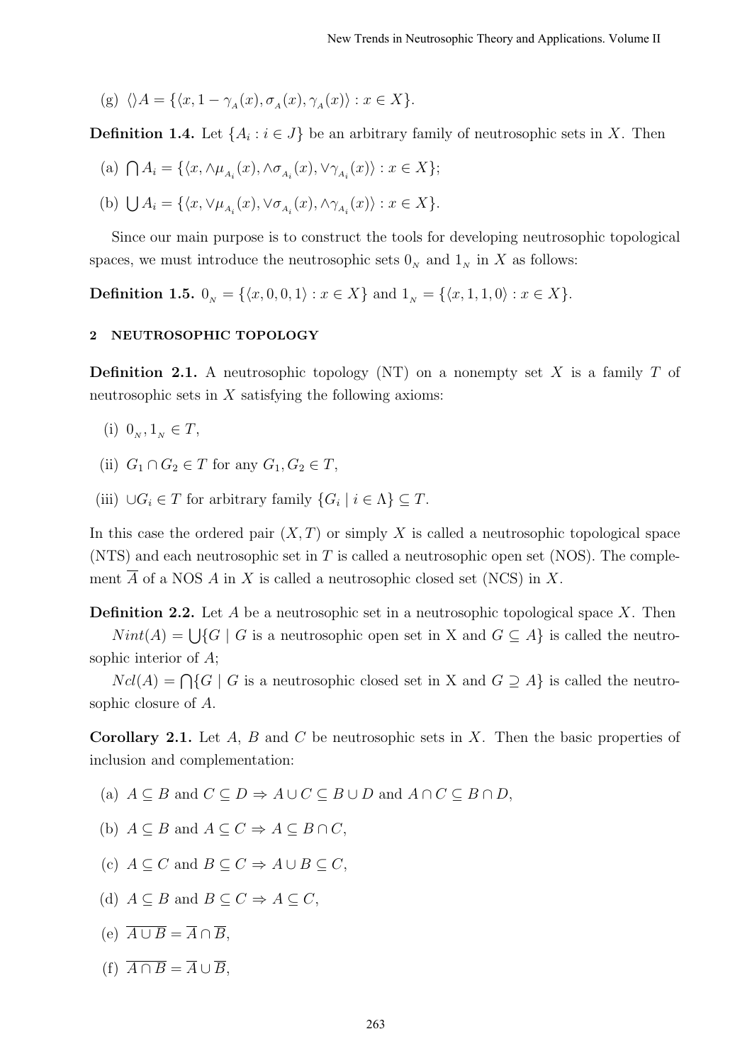(g) $\langle\rangle A = \{\langle x, 1-\gamma_{_A}(x), \sigma_{_A}(x), \gamma_{_A}(x)\rangle : x \in X\}$.

**Definition 1.4.** Let $\{A_i : i \in J\}$ be an arbitrary family of neutrosophic sets in $X$. Then

(a) $\bigcap A_i = \{\langle x, \wedge\mu_{_{A_i}}(x), \wedge\sigma_{_{A_i}}(x), \vee\gamma_{_{A_i}}(x)\rangle : x \in X\}$;

(b) $\bigcup A_i = \{\langle x, \vee\mu_{_{A_i}}(x), \vee\sigma_{_{A_i}}(x), \wedge\gamma_{_{A_i}}(x)\rangle : x \in X\}$.

Since our main purpose is to construct the tools for developing neutrosophic topological spaces, we must introduce the neutrosophic sets $0_{_N}$ and $1_{_N}$ in $X$ as follows:

**Definition 1.5.** $0_{_N} = \{\langle x, 0, 0, 1\rangle : x \in X\}$ and $1_{_N} = \{\langle x, 1, 1, 0\rangle : x \in X\}$.

## 2 NEUTROSOPHIC TOPOLOGY

**Definition 2.1.** A neutrosophic topology (NT) on a nonempty set $X$ is a family $T$ of neutrosophic sets in $X$ satisfying the following axioms:

(i) $0_{_N}, 1_{_N} \in T$,

(ii) $G_1 \cap G_2 \in T$ for any $G_1, G_2 \in T$,

(iii) $\cup G_i \in T$ for arbitrary family $\{G_i \mid i \in \Lambda\} \subseteq T$.

In this case the ordered pair $(X, T)$ or simply $X$ is called a neutrosophic topological space (NTS) and each neutrosophic set in $T$ is called a neutrosophic open set (NOS). The complement $\overline{A}$ of a NOS $A$ in $X$ is called a neutrosophic closed set (NCS) in $X$.

**Definition 2.2.** Let $A$ be a neutrosophic set in a neutrosophic topological space $X$. Then

$Nint(A) = \bigcup\{G \mid G$ is a neutrosophic open set in X and $G \subseteq A\}$ is called the neutrosophic interior of $A$;

$Ncl(A) = \bigcap\{G \mid G$ is a neutrosophic closed set in X and $G \supseteq A\}$ is called the neutrosophic closure of $A$.

**Corollary 2.1.** Let $A$, $B$ and $C$ be neutrosophic sets in $X$. Then the basic properties of inclusion and complementation:

(a) $A \subseteq B$ and $C \subseteq D \Rightarrow A \cup C \subseteq B \cup D$ and $A \cap C \subseteq B \cap D$,

(b) $A \subseteq B$ and $A \subseteq C \Rightarrow A \subseteq B \cap C$,

(c) $A \subseteq C$ and $B \subseteq C \Rightarrow A \cup B \subseteq C$,

(d) $A \subseteq B$ and $B \subseteq C \Rightarrow A \subseteq C$,

(e) $\overline{A \cup B} = \overline{A} \cap \overline{B}$,

(f) $\overline{A \cap B} = \overline{A} \cup \overline{B}$,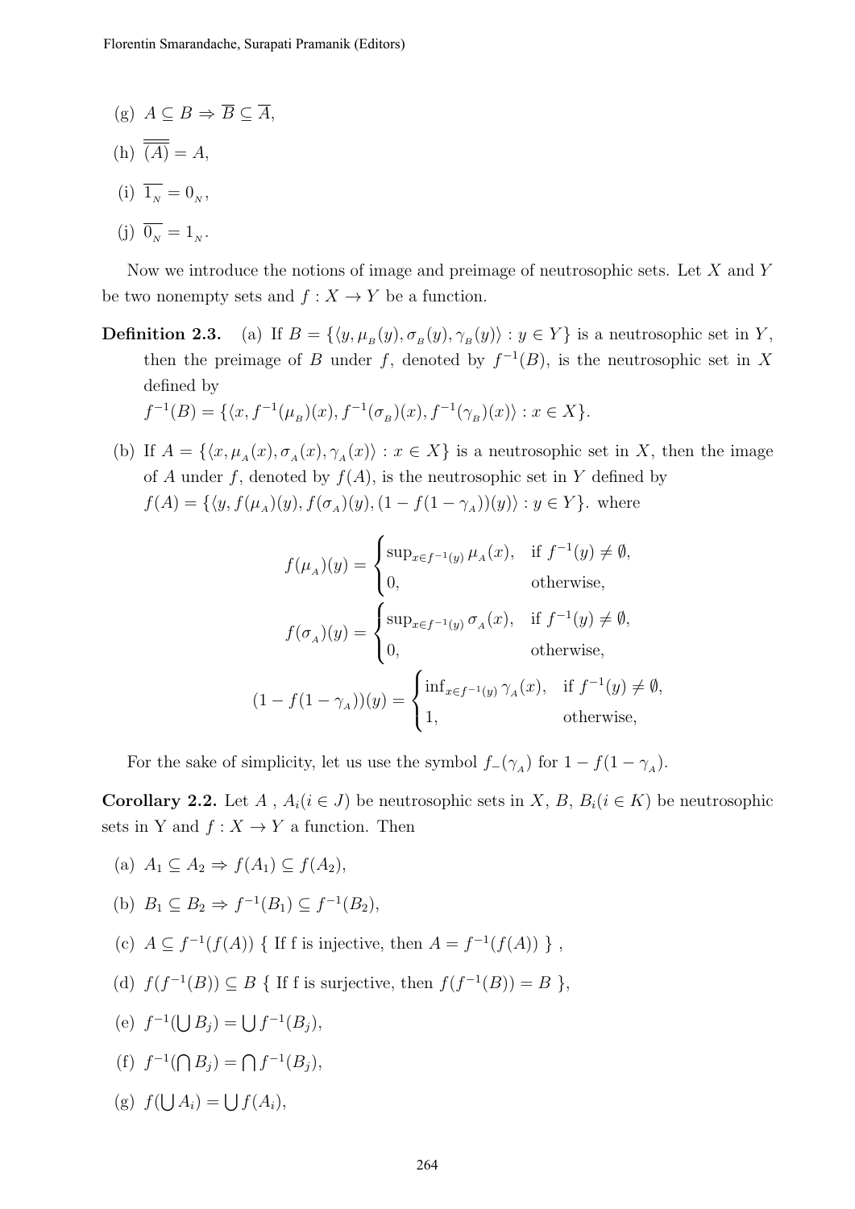(g) $A \subseteq B \Rightarrow \overline{B} \subseteq \overline{A}$,

(h) $\overline{\overline{(A)}} = A$,

(i) $\overline{1_N} = 0_N$,

(j) $\overline{0_N} = 1_N$.

Now we introduce the notions of image and preimage of neutrosophic sets. Let $X$ and $Y$ be two nonempty sets and $f : X \to Y$ be a function.

**Definition 2.3.** (a) If $B = \{\langle y, \mu_B(y), \sigma_B(y), \gamma_B(y)\rangle : y \in Y\}$ is a neutrosophic set in $Y$, then the preimage of $B$ under $f$, denoted by $f^{-1}(B)$, is the neutrosophic set in $X$ defined by
$f^{-1}(B) = \{\langle x, f^{-1}(\mu_B)(x), f^{-1}(\sigma_B)(x), f^{-1}(\gamma_B)(x)\rangle : x \in X\}$.

(b) If $A = \{\langle x, \mu_A(x), \sigma_A(x), \gamma_A(x)\rangle : x \in X\}$ is a neutrosophic set in $X$, then the image of $A$ under $f$, denoted by $f(A)$, is the neutrosophic set in $Y$ defined by
$f(A) = \{\langle y, f(\mu_A)(y), f(\sigma_A)(y), (1 - f(1 - \gamma_A))(y)\rangle : y \in Y\}$. where

$$f(\mu_A)(y) = \begin{cases} \sup_{x \in f^{-1}(y)} \mu_A(x), & \text{if } f^{-1}(y) \neq \emptyset, \\ 0, & \text{otherwise,} \end{cases}$$

$$f(\sigma_A)(y) = \begin{cases} \sup_{x \in f^{-1}(y)} \sigma_A(x), & \text{if } f^{-1}(y) \neq \emptyset, \\ 0, & \text{otherwise,} \end{cases}$$

$$(1 - f(1 - \gamma_A))(y) = \begin{cases} \inf_{x \in f^{-1}(y)} \gamma_A(x), & \text{if } f^{-1}(y) \neq \emptyset, \\ 1, & \text{otherwise,} \end{cases}$$

For the sake of simplicity, let us use the symbol $f_-(\gamma_A)$ for $1 - f(1 - \gamma_A)$.

**Corollary 2.2.** Let $A$ , $A_i (i \in J)$ be neutrosophic sets in $X$, $B$, $B_i (i \in K)$ be neutrosophic sets in Y and $f : X \to Y$ a function. Then

(a) $A_1 \subseteq A_2 \Rightarrow f(A_1) \subseteq f(A_2)$,

(b) $B_1 \subseteq B_2 \Rightarrow f^{-1}(B_1) \subseteq f^{-1}(B_2)$,

(c) $A \subseteq f^{-1}(f(A))$ { If f is injective, then $A = f^{-1}(f(A))$ } ,

(d) $f(f^{-1}(B)) \subseteq B$ { If f is surjective, then $f(f^{-1}(B)) = B$ },

(e) $f^{-1}(\bigcup B_j) = \bigcup f^{-1}(B_j)$,

(f) $f^{-1}(\bigcap B_j) = \bigcap f^{-1}(B_j)$,

(g) $f(\bigcup A_i) = \bigcup f(A_i)$,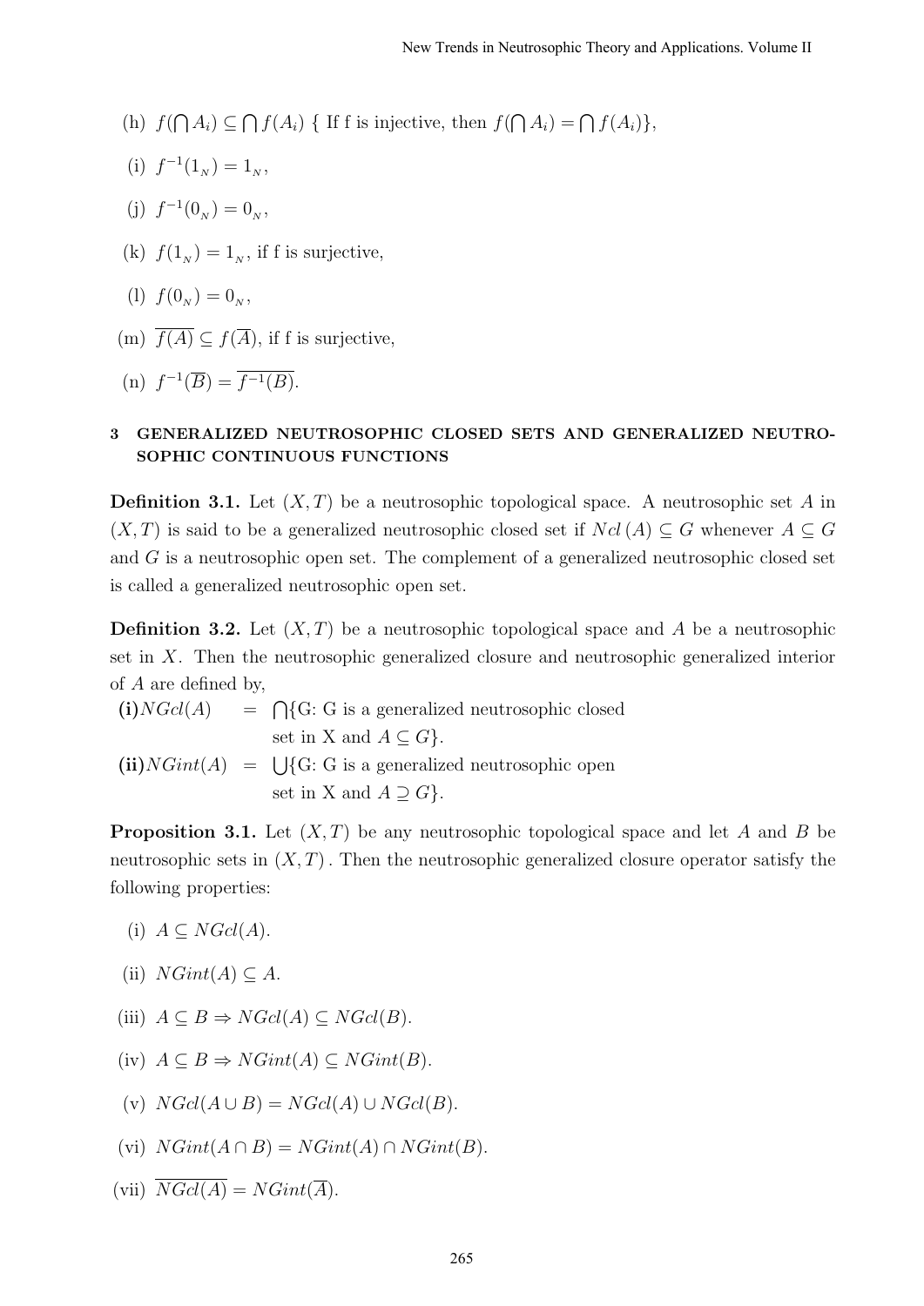(h) $f(\bigcap A_i) \subseteq \bigcap f(A_i)$ { If f is injective, then $f(\bigcap A_i) = \bigcap f(A_i)$},

(i) $f^{-1}(1_N) = 1_N$,

(j) $f^{-1}(0_N) = 0_N$,

(k) $f(1_N) = 1_N$, if f is surjective,

(l) $f(0_N) = 0_N$,

(m) $\overline{f(A)} \subseteq f(\overline{A})$, if f is surjective,

(n) $f^{-1}(\overline{B}) = \overline{f^{-1}(B)}$.

## 3 GENERALIZED NEUTROSOPHIC CLOSED SETS AND GENERALIZED NEUTROSOPHIC CONTINUOUS FUNCTIONS

**Definition 3.1.** Let $(X, T)$ be a neutrosophic topological space. A neutrosophic set $A$ in $(X, T)$ is said to be a generalized neutrosophic closed set if $Ncl\,(A) \subseteq G$ whenever $A \subseteq G$ and $G$ is a neutrosophic open set. The complement of a generalized neutrosophic closed set is called a generalized neutrosophic open set.

**Definition 3.2.** Let $(X, T)$ be a neutrosophic topological space and $A$ be a neutrosophic set in $X$. Then the neutrosophic generalized closure and neutrosophic generalized interior of $A$ are defined by,

**(i)** $NGcl(A) = \bigcap\{$G: G is a generalized neutrosophic closed set in X and $A \subseteq G\}$.

**(ii)** $NGint(A) = \bigcup\{$G: G is a generalized neutrosophic open set in X and $A \supseteq G\}$.

**Proposition 3.1.** Let $(X, T)$ be any neutrosophic topological space and let $A$ and $B$ be neutrosophic sets in $(X, T)$. Then the neutrosophic generalized closure operator satisfy the following properties:

(i) $A \subseteq NGcl(A)$.

(ii) $NGint(A) \subseteq A$.

(iii) $A \subseteq B \Rightarrow NGcl(A) \subseteq NGcl(B)$.

(iv) $A \subseteq B \Rightarrow NGint(A) \subseteq NGint(B)$.

(v) $NGcl(A \cup B) = NGcl(A) \cup NGcl(B)$.

(vi) $NGint(A \cap B) = NGint(A) \cap NGint(B)$.

(vii) $\overline{NGcl(A)} = NGint(\overline{A})$.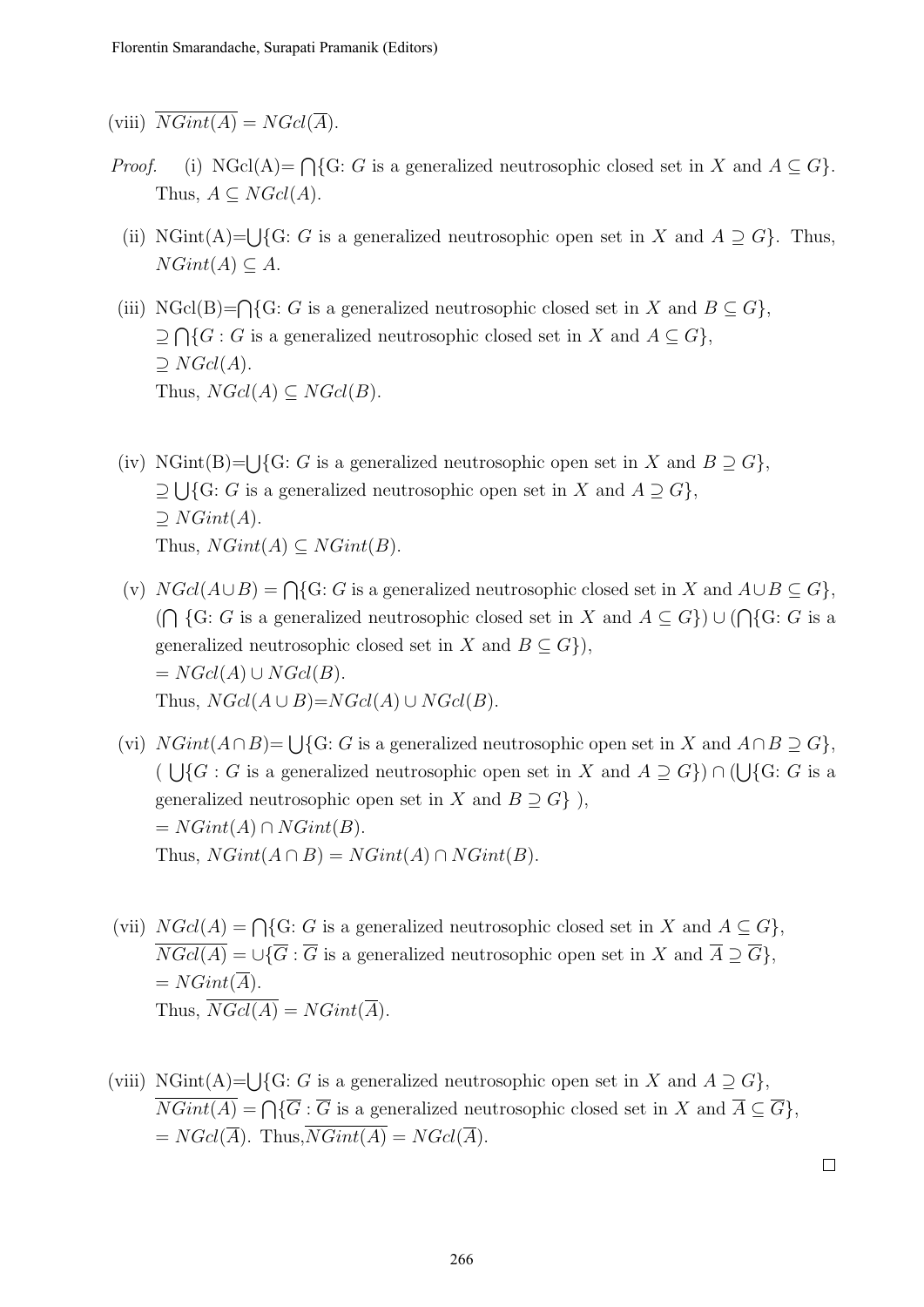(viii) $\overline{NGint(A)} = NGcl(\overline{A})$.

*Proof.* (i) NGcl(A)= $\bigcap$\{G: $G$ is a generalized neutrosophic closed set in $X$ and $A \subseteq G$\}. Thus, $A \subseteq NGcl(A)$.

(ii) NGint(A)=$\bigcup$\{G: $G$ is a generalized neutrosophic open set in $X$ and $A \supseteq G$\}. Thus, $NGint(A) \subseteq A$.

(iii) NGcl(B)=$\bigcap$\{G: $G$ is a generalized neutrosophic closed set in $X$ and $B \subseteq G$\},
$\supseteq \bigcap\{G : G$ is a generalized neutrosophic closed set in $X$ and $A \subseteq G\}$,
$\supseteq NGcl(A)$.
Thus, $NGcl(A) \subseteq NGcl(B)$.

(iv) NGint(B)=$\bigcup$\{G: $G$ is a generalized neutrosophic open set in $X$ and $B \supseteq G$\},
$\supseteq \bigcup$\{G: $G$ is a generalized neutrosophic open set in $X$ and $A \supseteq G$\},
$\supseteq NGint(A)$.
Thus, $NGint(A) \subseteq NGint(B)$.

(v) $NGcl(A \cup B) = \bigcap$\{G: $G$ is a generalized neutrosophic closed set in $X$ and $A \cup B \subseteq G$\},
($\bigcap$ \{G: $G$ is a generalized neutrosophic closed set in $X$ and $A \subseteq G$\}) $\cup$ ($\bigcap$\{G: $G$ is a generalized neutrosophic closed set in $X$ and $B \subseteq G$\}),
$= NGcl(A) \cup NGcl(B)$.
Thus, $NGcl(A \cup B)$=$NGcl(A) \cup NGcl(B)$.

(vi) $NGint(A \cap B)$= $\bigcup$\{G: $G$ is a generalized neutrosophic open set in $X$ and $A \cap B \supseteq G$\},
( $\bigcup\{G : G$ is a generalized neutrosophic open set in $X$ and $A \supseteq G\}$) $\cap$ ($\bigcup$\{G: $G$ is a generalized neutrosophic open set in $X$ and $B \supseteq G$\} ),
$= NGint(A) \cap NGint(B)$.
Thus, $NGint(A \cap B) = NGint(A) \cap NGint(B)$.

(vii) $NGcl(A) = \bigcap$\{G: $G$ is a generalized neutrosophic closed set in $X$ and $A \subseteq G$\},
$\overline{NGcl(A)} = \cup\{\overline{G} : \overline{G}$ is a generalized neutrosophic open set in $X$ and $\overline{A} \supseteq \overline{G}\}$,
$= NGint(\overline{A})$.
Thus, $\overline{NGcl(A)} = NGint(\overline{A})$.

(viii) NGint(A)=$\bigcup$\{G: $G$ is a generalized neutrosophic open set in $X$ and $A \supseteq G$\},
$\overline{NGint(A)} = \bigcap\{\overline{G} : \overline{G}$ is a generalized neutrosophic closed set in $X$ and $\overline{A} \subseteq \overline{G}\}$,
$= NGcl(\overline{A})$. Thus,$\overline{NGint(A)} = NGcl(\overline{A})$.

□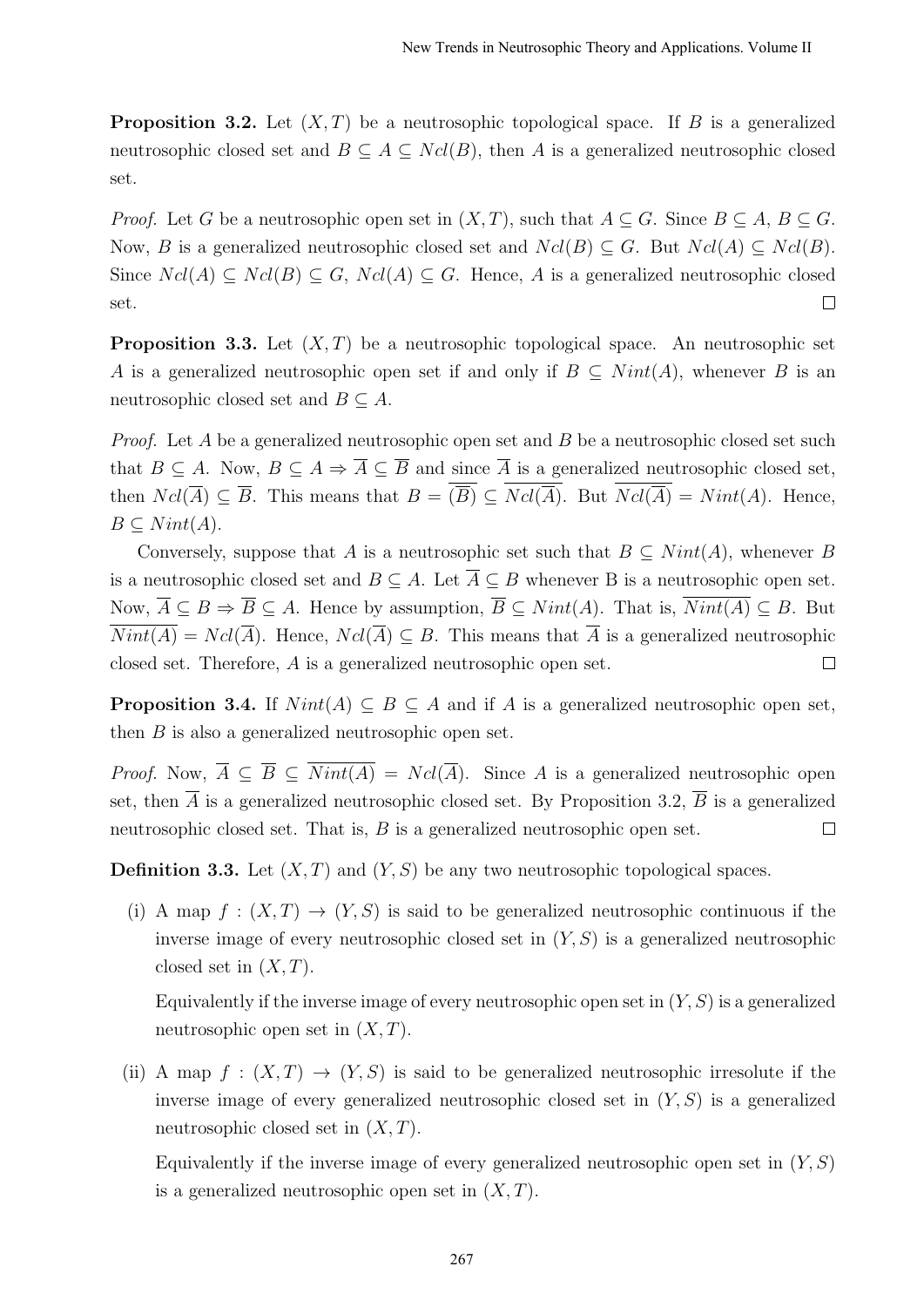**Proposition 3.2.** Let $(X, T)$ be a neutrosophic topological space. If $B$ is a generalized neutrosophic closed set and $B \subseteq A \subseteq Ncl(B)$, then $A$ is a generalized neutrosophic closed set.

*Proof.* Let $G$ be a neutrosophic open set in $(X, T)$, such that $A \subseteq G$. Since $B \subseteq A$, $B \subseteq G$. Now, $B$ is a generalized neutrosophic closed set and $Ncl(B) \subseteq G$. But $Ncl(A) \subseteq Ncl(B)$. Since $Ncl(A) \subseteq Ncl(B) \subseteq G$, $Ncl(A) \subseteq G$. Hence, $A$ is a generalized neutrosophic closed set. □

**Proposition 3.3.** Let $(X, T)$ be a neutrosophic topological space. An neutrosophic set $A$ is a generalized neutrosophic open set if and only if $B \subseteq Nint(A)$, whenever $B$ is an neutrosophic closed set and $B \subseteq A$.

*Proof.* Let $A$ be a generalized neutrosophic open set and $B$ be a neutrosophic closed set such that $B \subseteq A$. Now, $B \subseteq A \Rightarrow \overline{A} \subseteq \overline{B}$ and since $\overline{A}$ is a generalized neutrosophic closed set, then $Ncl(\overline{A}) \subseteq \overline{B}$. This means that $B = \overline{(\overline{B})} \subseteq \overline{Ncl(\overline{A})}$. But $\overline{Ncl(\overline{A})} = Nint(A)$. Hence, $B \subseteq Nint(A)$.

Conversely, suppose that $A$ is a neutrosophic set such that $B \subseteq Nint(A)$, whenever $B$ is a neutrosophic closed set and $B \subseteq A$. Let $\overline{A} \subseteq B$ whenever B is a neutrosophic open set. Now, $\overline{A} \subseteq B \Rightarrow \overline{B} \subseteq A$. Hence by assumption, $\overline{B} \subseteq Nint(A)$. That is, $\overline{Nint(A)} \subseteq B$. But $\overline{Nint(A)} = Ncl(\overline{A})$. Hence, $Ncl(\overline{A}) \subseteq B$. This means that $\overline{A}$ is a generalized neutrosophic closed set. Therefore, $A$ is a generalized neutrosophic open set. □

**Proposition 3.4.** If $Nint(A) \subseteq B \subseteq A$ and if $A$ is a generalized neutrosophic open set, then $B$ is also a generalized neutrosophic open set.

*Proof.* Now, $\overline{A} \subseteq \overline{B} \subseteq \overline{Nint(A)} = Ncl(\overline{A})$. Since $A$ is a generalized neutrosophic open set, then $\overline{A}$ is a generalized neutrosophic closed set. By Proposition 3.2, $\overline{B}$ is a generalized neutrosophic closed set. That is, $B$ is a generalized neutrosophic open set. □

**Definition 3.3.** Let $(X, T)$ and $(Y, S)$ be any two neutrosophic topological spaces.

(i) A map $f : (X, T) \to (Y, S)$ is said to be generalized neutrosophic continuous if the inverse image of every neutrosophic closed set in $(Y, S)$ is a generalized neutrosophic closed set in $(X, T)$.

Equivalently if the inverse image of every neutrosophic open set in $(Y, S)$ is a generalized neutrosophic open set in $(X, T)$.

(ii) A map $f : (X, T) \to (Y, S)$ is said to be generalized neutrosophic irresolute if the inverse image of every generalized neutrosophic closed set in $(Y, S)$ is a generalized neutrosophic closed set in $(X, T)$.

Equivalently if the inverse image of every generalized neutrosophic open set in $(Y, S)$ is a generalized neutrosophic open set in $(X, T)$.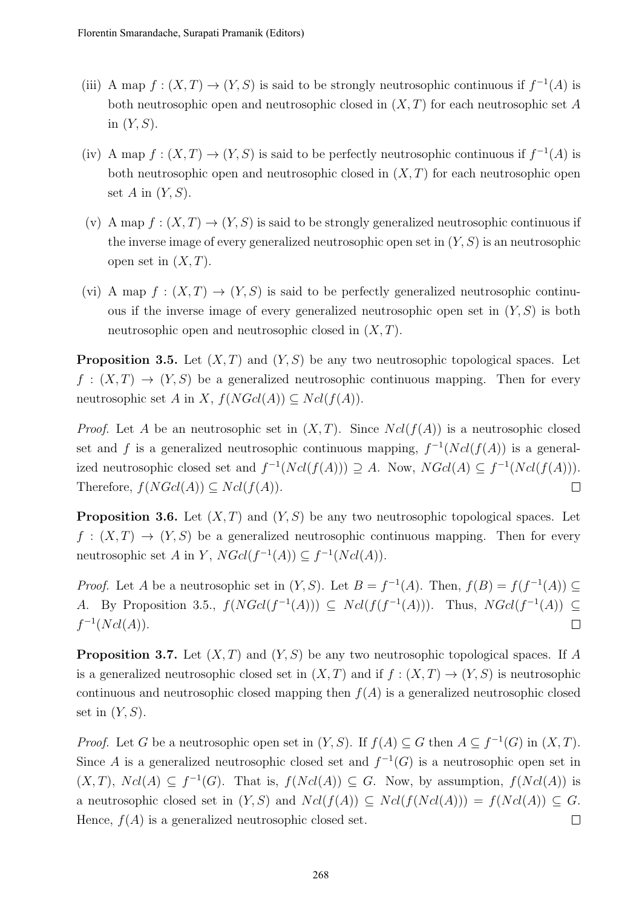(iii) A map $f : (X, T) \to (Y, S)$ is said to be strongly neutrosophic continuous if $f^{-1}(A)$ is both neutrosophic open and neutrosophic closed in $(X, T)$ for each neutrosophic set $A$ in $(Y, S)$.

(iv) A map $f : (X, T) \to (Y, S)$ is said to be perfectly neutrosophic continuous if $f^{-1}(A)$ is both neutrosophic open and neutrosophic closed in $(X, T)$ for each neutrosophic open set $A$ in $(Y, S)$.

(v) A map $f : (X, T) \to (Y, S)$ is said to be strongly generalized neutrosophic continuous if the inverse image of every generalized neutrosophic open set in $(Y, S)$ is an neutrosophic open set in $(X, T)$.

(vi) A map $f : (X, T) \to (Y, S)$ is said to be perfectly generalized neutrosophic continuous if the inverse image of every generalized neutrosophic open set in $(Y, S)$ is both neutrosophic open and neutrosophic closed in $(X, T)$.

**Proposition 3.5.** Let $(X, T)$ and $(Y, S)$ be any two neutrosophic topological spaces. Let $f : (X, T) \to (Y, S)$ be a generalized neutrosophic continuous mapping. Then for every neutrosophic set $A$ in $X$, $f(NGcl(A)) \subseteq Ncl(f(A))$.

*Proof.* Let $A$ be an neutrosophic set in $(X, T)$. Since $Ncl(f(A))$ is a neutrosophic closed set and $f$ is a generalized neutrosophic continuous mapping, $f^{-1}(Ncl(f(A)))$ is a generalized neutrosophic closed set and $f^{-1}(Ncl(f(A))) \supseteq A$. Now, $NGcl(A) \subseteq f^{-1}(Ncl(f(A)))$. Therefore, $f(NGcl(A)) \subseteq Ncl(f(A))$. □

**Proposition 3.6.** Let $(X, T)$ and $(Y, S)$ be any two neutrosophic topological spaces. Let $f : (X, T) \to (Y, S)$ be a generalized neutrosophic continuous mapping. Then for every neutrosophic set $A$ in $Y$, $NGcl(f^{-1}(A)) \subseteq f^{-1}(Ncl(A))$.

*Proof.* Let $A$ be a neutrosophic set in $(Y, S)$. Let $B = f^{-1}(A)$. Then, $f(B) = f(f^{-1}(A)) \subseteq A$. By Proposition 3.5., $f(NGcl(f^{-1}(A))) \subseteq Ncl(f(f^{-1}(A)))$. Thus, $NGcl(f^{-1}(A)) \subseteq f^{-1}(Ncl(A))$. □

**Proposition 3.7.** Let $(X, T)$ and $(Y, S)$ be any two neutrosophic topological spaces. If $A$ is a generalized neutrosophic closed set in $(X, T)$ and if $f : (X, T) \to (Y, S)$ is neutrosophic continuous and neutrosophic closed mapping then $f(A)$ is a generalized neutrosophic closed set in $(Y, S)$.

*Proof.* Let $G$ be a neutrosophic open set in $(Y, S)$. If $f(A) \subseteq G$ then $A \subseteq f^{-1}(G)$ in $(X, T)$. Since $A$ is a generalized neutrosophic closed set and $f^{-1}(G)$ is a neutrosophic open set in $(X, T)$, $Ncl(A) \subseteq f^{-1}(G)$. That is, $f(Ncl(A)) \subseteq G$. Now, by assumption, $f(Ncl(A))$ is a neutrosophic closed set in $(Y, S)$ and $Ncl(f(A)) \subseteq Ncl(f(Ncl(A))) = f(Ncl(A)) \subseteq G$. Hence, $f(A)$ is a generalized neutrosophic closed set. □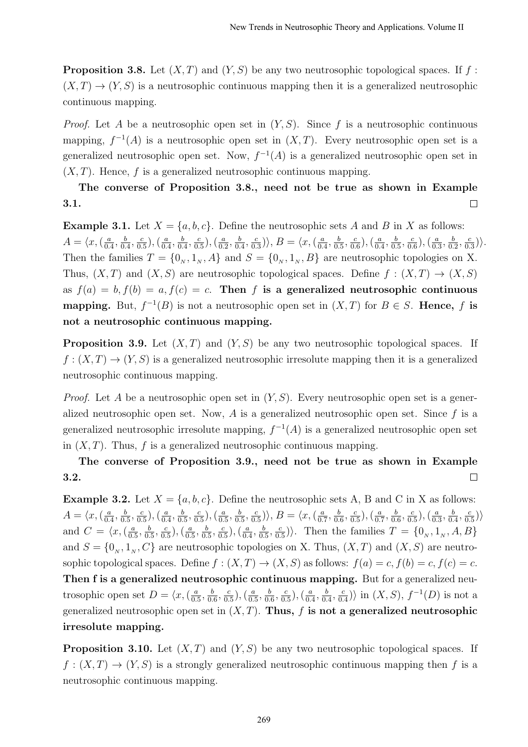**Proposition 3.8.** Let $(X, T)$ and $(Y, S)$ be any two neutrosophic topological spaces. If $f : (X, T) \to (Y, S)$ is a neutrosophic continuous mapping then it is a generalized neutrosophic continuous mapping.

*Proof.* Let $A$ be a neutrosophic open set in $(Y, S)$. Since $f$ is a neutrosophic continuous mapping, $f^{-1}(A)$ is a neutrosophic open set in $(X, T)$. Every neutrosophic open set is a generalized neutrosophic open set. Now, $f^{-1}(A)$ is a generalized neutrosophic open set in $(X, T)$. Hence, $f$ is a generalized neutrosophic continuous mapping.

**The converse of Proposition 3.8., need not be true as shown in Example 3.1.** □

**Example 3.1.** Let $X = \{a, b, c\}$. Define the neutrosophic sets $A$ and $B$ in $X$ as follows: $A = \langle x, (\frac{a}{0.4}, \frac{b}{0.4}, \frac{c}{0.5}), (\frac{a}{0.4}, \frac{b}{0.4}, \frac{c}{0.5}), (\frac{a}{0.2}, \frac{b}{0.4}, \frac{c}{0.3})\rangle$, $B = \langle x, (\frac{a}{0.4}, \frac{b}{0.5}, \frac{c}{0.6}), (\frac{a}{0.4}, \frac{b}{0.5}, \frac{c}{0.6}), (\frac{a}{0.3}, \frac{b}{0.2}, \frac{c}{0.3})\rangle$. Then the families $T = \{0_N, 1_N, A\}$ and $S = \{0_N, 1_N, B\}$ are neutrosophic topologies on X. Thus, $(X, T)$ and $(X, S)$ are neutrosophic topological spaces. Define $f : (X, T) \to (X, S)$ as $f(a) = b, f(b) = a, f(c) = c$. **Then $f$ is a generalized neutrosophic continuous mapping.** But, $f^{-1}(B)$ is not a neutrosophic open set in $(X, T)$ for $B \in S$. **Hence, $f$ is not a neutrosophic continuous mapping.**

**Proposition 3.9.** Let $(X, T)$ and $(Y, S)$ be any two neutrosophic topological spaces. If $f : (X, T) \to (Y, S)$ is a generalized neutrosophic irresolute mapping then it is a generalized neutrosophic continuous mapping.

*Proof.* Let $A$ be a neutrosophic open set in $(Y, S)$. Every neutrosophic open set is a generalized neutrosophic open set. Now, $A$ is a generalized neutrosophic open set. Since $f$ is a generalized neutrosophic irresolute mapping, $f^{-1}(A)$ is a generalized neutrosophic open set in $(X, T)$. Thus, $f$ is a generalized neutrosophic continuous mapping.

**The converse of Proposition 3.9., need not be true as shown in Example 3.2.** □

**Example 3.2.** Let $X = \{a, b, c\}$. Define the neutrosophic sets A, B and C in X as follows: $A = \langle x, (\frac{a}{0.4}, \frac{b}{0.5}, \frac{c}{0.5}), (\frac{a}{0.4}, \frac{b}{0.5}, \frac{c}{0.5}), (\frac{a}{0.5}, \frac{b}{0.5}, \frac{c}{0.5})\rangle$, $B = \langle x, (\frac{a}{0.7}, \frac{b}{0.6}, \frac{c}{0.5}), (\frac{a}{0.7}, \frac{b}{0.6}, \frac{c}{0.5}), (\frac{a}{0.3}, \frac{b}{0.4}, \frac{c}{0.5})\rangle$ and $C = \langle x, (\frac{a}{0.5}, \frac{b}{0.5}, \frac{c}{0.5}), (\frac{a}{0.5}, \frac{b}{0.5}, \frac{c}{0.5}), (\frac{a}{0.4}, \frac{b}{0.5}, \frac{c}{0.5})\rangle$. Then the families $T = \{0_N, 1_N, A, B\}$ and $S = \{0_N, 1_N, C\}$ are neutrosophic topologies on X. Thus, $(X, T)$ and $(X, S)$ are neutrosophic topological spaces. Define $f : (X, T) \to (X, S)$ as follows: $f(a) = c, f(b) = c, f(c) = c$. **Then f is a generalized neutrosophic continuous mapping.** But for a generalized neutrosophic open set $D = \langle x, (\frac{a}{0.5}, \frac{b}{0.6}, \frac{c}{0.5}), (\frac{a}{0.5}, \frac{b}{0.6}, \frac{c}{0.5}), (\frac{a}{0.4}, \frac{b}{0.4}, \frac{c}{0.4})\rangle$ in $(X, S)$, $f^{-1}(D)$ is not a generalized neutrosophic open set in $(X, T)$. **Thus, $f$ is not a generalized neutrosophic irresolute mapping.**

**Proposition 3.10.** Let $(X, T)$ and $(Y, S)$ be any two neutrosophic topological spaces. If $f : (X, T) \to (Y, S)$ is a strongly generalized neutrosophic continuous mapping then $f$ is a neutrosophic continuous mapping.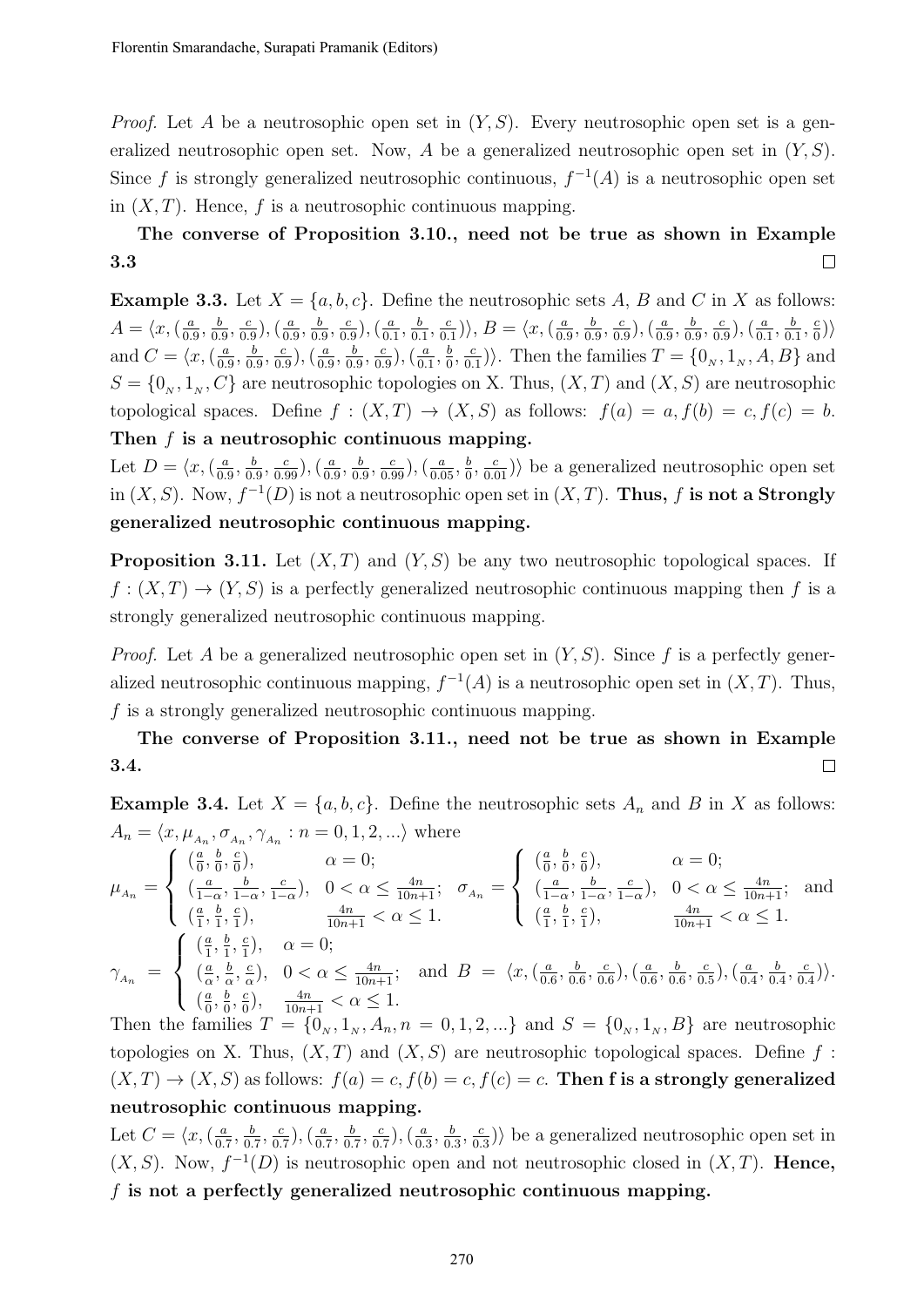*Proof.* Let $A$ be a neutrosophic open set in $(Y, S)$. Every neutrosophic open set is a generalized neutrosophic open set. Now, $A$ be a generalized neutrosophic open set in $(Y, S)$. Since $f$ is strongly generalized neutrosophic continuous, $f^{-1}(A)$ is a neutrosophic open set in $(X, T)$. Hence, $f$ is a neutrosophic continuous mapping.

**The converse of Proposition 3.10., need not be true as shown in Example 3.3** □

**Example 3.3.** Let $X = \{a, b, c\}$. Define the neutrosophic sets $A$, $B$ and $C$ in $X$ as follows: $A = \langle x, (\frac{a}{0.9}, \frac{b}{0.9}, \frac{c}{0.9}), (\frac{a}{0.9}, \frac{b}{0.9}, \frac{c}{0.9}), (\frac{a}{0.1}, \frac{b}{0.1}, \frac{c}{0.1})\rangle$, $B = \langle x, (\frac{a}{0.9}, \frac{b}{0.9}, \frac{c}{0.9}), (\frac{a}{0.9}, \frac{b}{0.9}, \frac{c}{0.9}), (\frac{a}{0.1}, \frac{b}{0.1}, \frac{c}{0})\rangle$ and $C = \langle x, (\frac{a}{0.9}, \frac{b}{0.9}, \frac{c}{0.9}), (\frac{a}{0.9}, \frac{b}{0.9}, \frac{c}{0.9}), (\frac{a}{0.1}, \frac{b}{0}, \frac{c}{0.1})\rangle$. Then the families $T = \{0_N, 1_N, A, B\}$ and $S = \{0_N, 1_N, C\}$ are neutrosophic topologies on X. Thus, $(X, T)$ and $(X, S)$ are neutrosophic topological spaces. Define $f : (X, T) \to (X, S)$ as follows: $f(a) = a, f(b) = c, f(c) = b$. **Then $f$ is a neutrosophic continuous mapping.**

Let $D = \langle x, (\frac{a}{0.9}, \frac{b}{0.9}, \frac{c}{0.99}), (\frac{a}{0.9}, \frac{b}{0.9}, \frac{c}{0.99}), (\frac{a}{0.05}, \frac{b}{0}, \frac{c}{0.01})\rangle$ be a generalized neutrosophic open set in $(X, S)$. Now, $f^{-1}(D)$ is not a neutrosophic open set in $(X, T)$. **Thus, $f$ is not a Strongly generalized neutrosophic continuous mapping.**

**Proposition 3.11.** Let $(X, T)$ and $(Y, S)$ be any two neutrosophic topological spaces. If $f : (X, T) \to (Y, S)$ is a perfectly generalized neutrosophic continuous mapping then $f$ is a strongly generalized neutrosophic continuous mapping.

*Proof.* Let $A$ be a generalized neutrosophic open set in $(Y, S)$. Since $f$ is a perfectly generalized neutrosophic continuous mapping, $f^{-1}(A)$ is a neutrosophic open set in $(X, T)$. Thus, $f$ is a strongly generalized neutrosophic continuous mapping.

**The converse of Proposition 3.11., need not be true as shown in Example 3.4.** □

**Example 3.4.** Let $X = \{a, b, c\}$. Define the neutrosophic sets $A_n$ and $B$ in $X$ as follows: $A_n = \langle x, \mu_{A_n}, \sigma_{A_n}, \gamma_{A_n} : n = 0, 1, 2, ...\rangle$ where

$$\mu_{A_n} = \begin{cases} (\frac{a}{0}, \frac{b}{0}, \frac{c}{0}), & \alpha = 0; \\ (\frac{a}{1-\alpha}, \frac{b}{1-\alpha}, \frac{c}{1-\alpha}), & 0 < \alpha \leq \frac{4n}{10n+1}; \\ (\frac{a}{1}, \frac{b}{1}, \frac{c}{1}), & \frac{4n}{10n+1} < \alpha \leq 1. \end{cases} \quad \sigma_{A_n} = \begin{cases} (\frac{a}{0}, \frac{b}{0}, \frac{c}{0}), & \alpha = 0; \\ (\frac{a}{1-\alpha}, \frac{b}{1-\alpha}, \frac{c}{1-\alpha}), & 0 < \alpha \leq \frac{4n}{10n+1}; \\ (\frac{a}{1}, \frac{b}{1}, \frac{c}{1}), & \frac{4n}{10n+1} < \alpha \leq 1. \end{cases} \text{ and}$$

$$\gamma_{A_n} = \begin{cases} (\frac{a}{1}, \frac{b}{1}, \frac{c}{1}), & \alpha = 0; \\ (\frac{a}{\alpha}, \frac{b}{\alpha}, \frac{c}{\alpha}), & 0 < \alpha \leq \frac{4n}{10n+1}; \\ (\frac{a}{0}, \frac{b}{0}, \frac{c}{0}), & \frac{4n}{10n+1} < \alpha \leq 1. \end{cases} \text{ and } B = \langle x, (\tfrac{a}{0.6}, \tfrac{b}{0.6}, \tfrac{c}{0.6}), (\tfrac{a}{0.6}, \tfrac{b}{0.6}, \tfrac{c}{0.5}), (\tfrac{a}{0.4}, \tfrac{b}{0.4}, \tfrac{c}{0.4})\rangle.$$

Then the families $T = \{0_N, 1_N, A_n, n = 0, 1, 2, ...\}$ and $S = \{0_N, 1_N, B\}$ are neutrosophic topologies on X. Thus, $(X, T)$ and $(X, S)$ are neutrosophic topological spaces. Define $f : (X, T) \to (X, S)$ as follows: $f(a) = c, f(b) = c, f(c) = c$. **Then f is a strongly generalized neutrosophic continuous mapping.**

Let $C = \langle x, (\frac{a}{0.7}, \frac{b}{0.7}, \frac{c}{0.7}), (\frac{a}{0.7}, \frac{b}{0.7}, \frac{c}{0.7}), (\frac{a}{0.3}, \frac{b}{0.3}, \frac{c}{0.3})\rangle$ be a generalized neutrosophic open set in $(X, S)$. Now, $f^{-1}(D)$ is neutrosophic open and not neutrosophic closed in $(X, T)$. **Hence, $f$ is not a perfectly generalized neutrosophic continuous mapping.**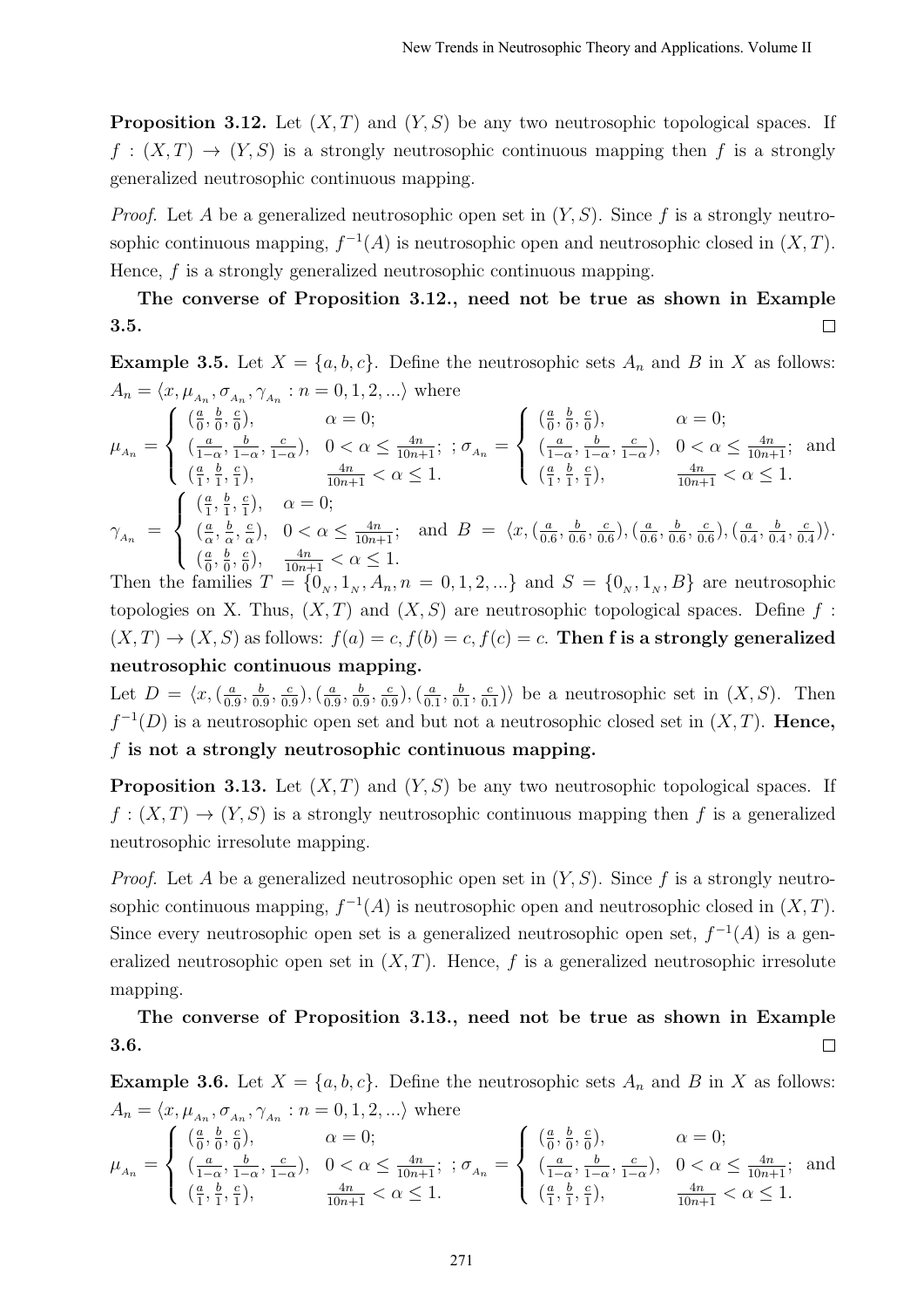**Proposition 3.12.** Let $(X,T)$ and $(Y,S)$ be any two neutrosophic topological spaces. If $f:(X,T)\to(Y,S)$ is a strongly neutrosophic continuous mapping then $f$ is a strongly generalized neutrosophic continuous mapping.

*Proof.* Let $A$ be a generalized neutrosophic open set in $(Y,S)$. Since $f$ is a strongly neutrosophic continuous mapping, $f^{-1}(A)$ is neutrosophic open and neutrosophic closed in $(X,T)$. Hence, $f$ is a strongly generalized neutrosophic continuous mapping.

**The converse of Proposition 3.12., need not be true as shown in Example 3.5.** □

**Example 3.5.** Let $X=\{a,b,c\}$. Define the neutrosophic sets $A_n$ and $B$ in $X$ as follows: $A_n=\langle x,\mu_{A_n},\sigma_{A_n},\gamma_{A_n}: n=0,1,2,...\rangle$ where

$$\mu_{A_n}=\begin{cases}(\frac{a}{0},\frac{b}{0},\frac{c}{0}), & \alpha=0;\\ (\frac{a}{1-\alpha},\frac{b}{1-\alpha},\frac{c}{1-\alpha}), & 0<\alpha\le\frac{4n}{10n+1};\\ (\frac{a}{1},\frac{b}{1},\frac{c}{1}), & \frac{4n}{10n+1}<\alpha\le 1.\end{cases};\ \sigma_{A_n}=\begin{cases}(\frac{a}{0},\frac{b}{0},\frac{c}{0}), & \alpha=0;\\ (\frac{a}{1-\alpha},\frac{b}{1-\alpha},\frac{c}{1-\alpha}), & 0<\alpha\le\frac{4n}{10n+1};\\ (\frac{a}{1},\frac{b}{1},\frac{c}{1}), & \frac{4n}{10n+1}<\alpha\le 1.\end{cases}\ \text{and}$$

$$\gamma_{A_n}=\begin{cases}(\frac{a}{1},\frac{b}{1},\frac{c}{1}), & \alpha=0;\\ (\frac{a}{\alpha},\frac{b}{\alpha},\frac{c}{\alpha}), & 0<\alpha\le\frac{4n}{10n+1};\\ (\frac{a}{0},\frac{b}{0},\frac{c}{0}), & \frac{4n}{10n+1}<\alpha\le 1.\end{cases}\ \text{and } B=\langle x,(\tfrac{a}{0.6},\tfrac{b}{0.6},\tfrac{c}{0.6}),(\tfrac{a}{0.6},\tfrac{b}{0.6},\tfrac{c}{0.6}),(\tfrac{a}{0.4},\tfrac{b}{0.4},\tfrac{c}{0.4})\rangle.$$

Then the families $T=\{0_N,1_N,A_n,n=0,1,2,...\}$ and $S=\{0_N,1_N,B\}$ are neutrosophic topologies on X. Thus, $(X,T)$ and $(X,S)$ are neutrosophic topological spaces. Define $f:(X,T)\to(X,S)$ as follows: $f(a)=c, f(b)=c, f(c)=c$. **Then f is a strongly generalized neutrosophic continuous mapping.**

Let $D=\langle x,(\frac{a}{0.9},\frac{b}{0.9},\frac{c}{0.9}),(\frac{a}{0.9},\frac{b}{0.9},\frac{c}{0.9}),(\frac{a}{0.1},\frac{b}{0.1},\frac{c}{0.1})\rangle$ be a neutrosophic set in $(X,S)$. Then $f^{-1}(D)$ is a neutrosophic open set and but not a neutrosophic closed set in $(X,T)$. **Hence, $f$ is not a strongly neutrosophic continuous mapping.**

**Proposition 3.13.** Let $(X,T)$ and $(Y,S)$ be any two neutrosophic topological spaces. If $f:(X,T)\to(Y,S)$ is a strongly neutrosophic continuous mapping then $f$ is a generalized neutrosophic irresolute mapping.

*Proof.* Let $A$ be a generalized neutrosophic open set in $(Y,S)$. Since $f$ is a strongly neutrosophic continuous mapping, $f^{-1}(A)$ is neutrosophic open and neutrosophic closed in $(X,T)$. Since every neutrosophic open set is a generalized neutrosophic open set, $f^{-1}(A)$ is a generalized neutrosophic open set in $(X,T)$. Hence, $f$ is a generalized neutrosophic irresolute mapping.

**The converse of Proposition 3.13., need not be true as shown in Example 3.6.** □

**Example 3.6.** Let $X=\{a,b,c\}$. Define the neutrosophic sets $A_n$ and $B$ in $X$ as follows: $A_n=\langle x,\mu_{A_n},\sigma_{A_n},\gamma_{A_n}: n=0,1,2,...\rangle$ where

$$\mu_{A_n}=\begin{cases}(\frac{a}{0},\frac{b}{0},\frac{c}{0}), & \alpha=0;\\ (\frac{a}{1-\alpha},\frac{b}{1-\alpha},\frac{c}{1-\alpha}), & 0<\alpha\le\frac{4n}{10n+1};\\ (\frac{a}{1},\frac{b}{1},\frac{c}{1}), & \frac{4n}{10n+1}<\alpha\le 1.\end{cases};\ \sigma_{A_n}=\begin{cases}(\frac{a}{0},\frac{b}{0},\frac{c}{0}), & \alpha=0;\\ (\frac{a}{1-\alpha},\frac{b}{1-\alpha},\frac{c}{1-\alpha}), & 0<\alpha\le\frac{4n}{10n+1};\\ (\frac{a}{1},\frac{b}{1},\frac{c}{1}), & \frac{4n}{10n+1}<\alpha\le 1.\end{cases}\ \text{and}$$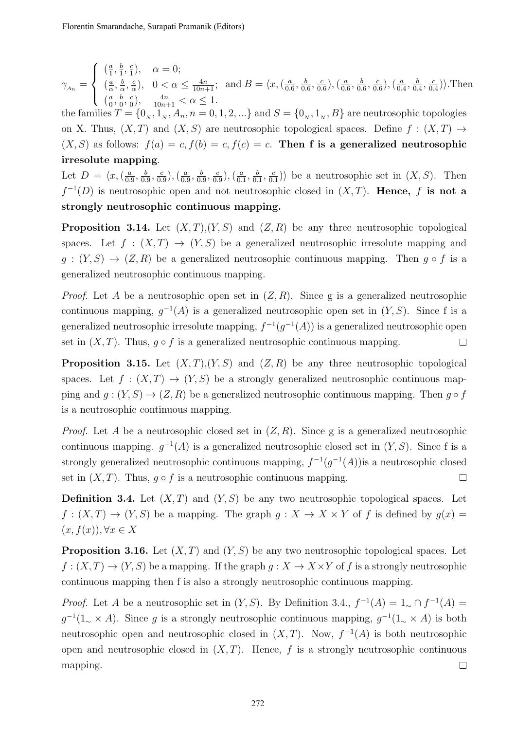$$\gamma_{A_n} = \begin{cases} (\frac{a}{1}, \frac{b}{1}, \frac{c}{1}), & \alpha = 0; \\ (\frac{a}{\alpha}, \frac{b}{\alpha}, \frac{c}{\alpha}), & 0 < \alpha \leq \frac{4n}{10n+1}; \\ (\frac{a}{0}, \frac{b}{0}, \frac{c}{0}), & \frac{4n}{10n+1} < \alpha \leq 1. \end{cases}$$

and $B = \langle x, (\frac{a}{0.6}, \frac{b}{0.6}, \frac{c}{0.6}), (\frac{a}{0.6}, \frac{b}{0.6}, \frac{c}{0.6}), (\frac{a}{0.4}, \frac{b}{0.4}, \frac{c}{0.4})\rangle$. Then the families $T = \{0_N, 1_N, A_n, n = 0, 1, 2, ...\}$ and $S = \{0_N, 1_N, B\}$ are neutrosophic topologies on X. Thus, $(X,T)$ and $(X,S)$ are neutrosophic topological spaces. Define $f : (X,T) \to (X,S)$ as follows: $f(a) = c, f(b) = c, f(c) = c$. **Then f is a generalized neutrosophic irresolute mapping**.

Let $D = \langle x, (\frac{a}{0.9}, \frac{b}{0.9}, \frac{c}{0.9}), (\frac{a}{0.9}, \frac{b}{0.9}, \frac{c}{0.9}), (\frac{a}{0.1}, \frac{b}{0.1}, \frac{c}{0.1})\rangle$ be a neutrosophic set in $(X,S)$. Then $f^{-1}(D)$ is neutrosophic open and not neutrosophic closed in $(X,T)$. **Hence, $f$ is not a strongly neutrosophic continuous mapping.**

**Proposition 3.14.** Let $(X,T)$,$(Y,S)$ and $(Z,R)$ be any three neutrosophic topological spaces. Let $f : (X,T) \to (Y,S)$ be a generalized neutrosophic irresolute mapping and $g : (Y,S) \to (Z,R)$ be a generalized neutrosophic continuous mapping. Then $g \circ f$ is a generalized neutrosophic continuous mapping.

*Proof.* Let A be a neutrosophic open set in $(Z,R)$. Since g is a generalized neutrosophic continuous mapping, $g^{-1}(A)$ is a generalized neutrosophic open set in $(Y,S)$. Since f is a generalized neutrosophic irresolute mapping, $f^{-1}(g^{-1}(A))$ is a generalized neutrosophic open set in $(X,T)$. Thus, $g \circ f$ is a generalized neutrosophic continuous mapping. □

**Proposition 3.15.** Let $(X,T)$,$(Y,S)$ and $(Z,R)$ be any three neutrosophic topological spaces. Let $f : (X,T) \to (Y,S)$ be a strongly generalized neutrosophic continuous mapping and $g : (Y,S) \to (Z,R)$ be a generalized neutrosophic continuous mapping. Then $g \circ f$ is a neutrosophic continuous mapping.

*Proof.* Let A be a neutrosophic closed set in $(Z,R)$. Since g is a generalized neutrosophic continuous mapping. $g^{-1}(A)$ is a generalized neutrosophic closed set in $(Y,S)$. Since f is a strongly generalized neutrosophic continuous mapping, $f^{-1}(g^{-1}(A))$is a neutrosophic closed set in $(X,T)$. Thus, $g \circ f$ is a neutrosophic continuous mapping. □

**Definition 3.4.** Let $(X,T)$ and $(Y,S)$ be any two neutrosophic topological spaces. Let $f : (X,T) \to (Y,S)$ be a mapping. The graph $g : X \to X \times Y$ of $f$ is defined by $g(x) = (x, f(x)), \forall x \in X$

**Proposition 3.16.** Let $(X,T)$ and $(Y,S)$ be any two neutrosophic topological spaces. Let $f : (X,T) \to (Y,S)$ be a mapping. If the graph $g : X \to X \times Y$ of $f$ is a strongly neutrosophic continuous mapping then f is also a strongly neutrosophic continuous mapping.

*Proof.* Let A be a neutrosophic set in $(Y,S)$. By Definition 3.4., $f^{-1}(A) = 1_\sim \cap f^{-1}(A) = g^{-1}(1_\sim \times A)$. Since $g$ is a strongly neutrosophic continuous mapping, $g^{-1}(1_\sim \times A)$ is both neutrosophic open and neutrosophic closed in $(X,T)$. Now, $f^{-1}(A)$ is both neutrosophic open and neutrosophic closed in $(X,T)$. Hence, $f$ is a strongly neutrosophic continuous mapping. □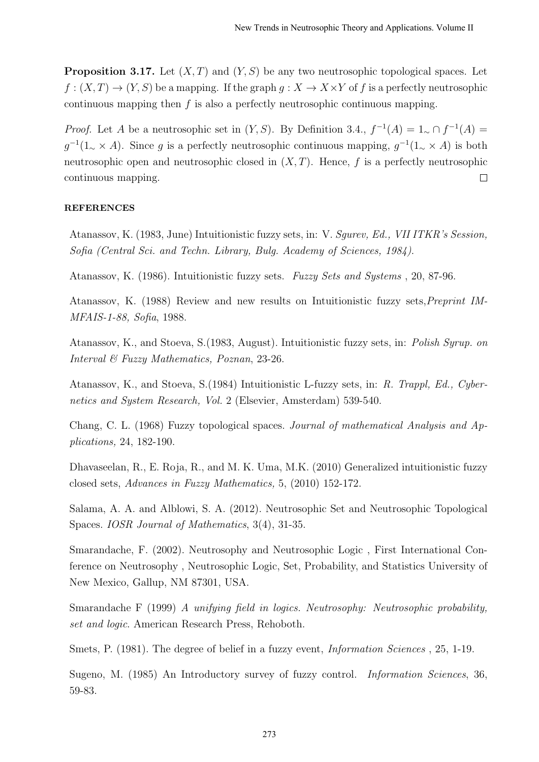**Proposition 3.17.** Let $(X, T)$ and $(Y, S)$ be any two neutrosophic topological spaces. Let $f : (X, T) \to (Y, S)$ be a mapping. If the graph $g : X \to X \times Y$ of $f$ is a perfectly neutrosophic continuous mapping then $f$ is also a perfectly neutrosophic continuous mapping.

*Proof.* Let $A$ be a neutrosophic set in $(Y, S)$. By Definition 3.4., $f^{-1}(A) = 1_\sim \cap f^{-1}(A) = g^{-1}(1_\sim \times A)$. Since $g$ is a perfectly neutrosophic continuous mapping, $g^{-1}(1_\sim \times A)$ is both neutrosophic open and neutrosophic closed in $(X, T)$. Hence, $f$ is a perfectly neutrosophic continuous mapping. □

#### REFERENCES

Atanassov, K. (1983, June) Intuitionistic fuzzy sets, in: V. *Sgurev, Ed., VII ITKR's Session, Sofia (Central Sci. and Techn. Library, Bulg. Academy of Sciences, 1984).*

Atanassov, K. (1986). Intuitionistic fuzzy sets. *Fuzzy Sets and Systems* , 20, 87-96.

Atanassov, K. (1988) Review and new results on Intuitionistic fuzzy sets,*Preprint IM-MFAIS-1-88, Sofia*, 1988.

Atanassov, K., and Stoeva, S.(1983, August). Intuitionistic fuzzy sets, in: *Polish Syrup. on Interval & Fuzzy Mathematics, Poznan*, 23-26.

Atanassov, K., and Stoeva, S.(1984) Intuitionistic L-fuzzy sets, in: *R. Trappl, Ed., Cybernetics and System Research, Vol.* 2 (Elsevier, Amsterdam) 539-540.

Chang, C. L. (1968) Fuzzy topological spaces. *Journal of mathematical Analysis and Applications,* 24, 182-190.

Dhavaseelan, R., E. Roja, R., and M. K. Uma, M.K. (2010) Generalized intuitionistic fuzzy closed sets, *Advances in Fuzzy Mathematics,* 5, (2010) 152-172.

Salama, A. A. and Alblowi, S. A. (2012). Neutrosophic Set and Neutrosophic Topological Spaces. *IOSR Journal of Mathematics*, 3(4), 31-35.

Smarandache, F. (2002). Neutrosophy and Neutrosophic Logic , First International Conference on Neutrosophy , Neutrosophic Logic, Set, Probability, and Statistics University of New Mexico, Gallup, NM 87301, USA.

Smarandache F (1999) *A unifying field in logics. Neutrosophy: Neutrosophic probability, set and logic*. American Research Press, Rehoboth.

Smets, P. (1981). The degree of belief in a fuzzy event, *Information Sciences* , 25, 1-19.

Sugeno, M. (1985) An Introductory survey of fuzzy control. *Information Sciences*, 36, 59-83.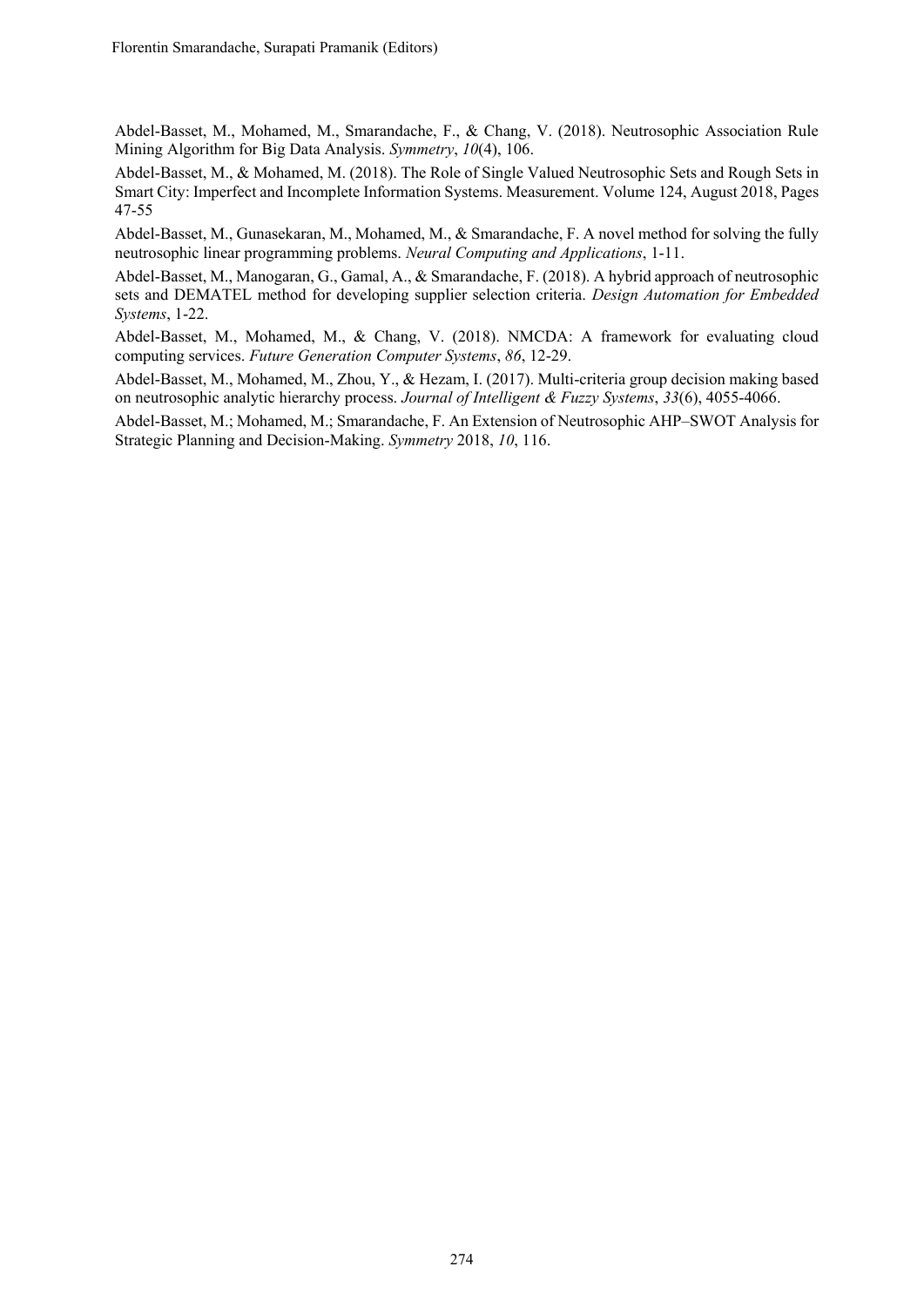Abdel-Basset, M., Mohamed, M., Smarandache, F., & Chang, V. (2018). Neutrosophic Association Rule Mining Algorithm for Big Data Analysis. *Symmetry*, *10*(4), 106.

Abdel-Basset, M., & Mohamed, M. (2018). The Role of Single Valued Neutrosophic Sets and Rough Sets in Smart City: Imperfect and Incomplete Information Systems. Measurement. Volume 124, August 2018, Pages 47-55

Abdel-Basset, M., Gunasekaran, M., Mohamed, M., & Smarandache, F. A novel method for solving the fully neutrosophic linear programming problems. *Neural Computing and Applications*, 1-11.

Abdel-Basset, M., Manogaran, G., Gamal, A., & Smarandache, F. (2018). A hybrid approach of neutrosophic sets and DEMATEL method for developing supplier selection criteria. *Design Automation for Embedded Systems*, 1-22.

Abdel-Basset, M., Mohamed, M., & Chang, V. (2018). NMCDA: A framework for evaluating cloud computing services. *Future Generation Computer Systems*, *86*, 12-29.

Abdel-Basset, M., Mohamed, M., Zhou, Y., & Hezam, I. (2017). Multi-criteria group decision making based on neutrosophic analytic hierarchy process. *Journal of Intelligent & Fuzzy Systems*, *33*(6), 4055-4066.

Abdel-Basset, M.; Mohamed, M.; Smarandache, F. An Extension of Neutrosophic AHP–SWOT Analysis for Strategic Planning and Decision-Making. *Symmetry* 2018, *10*, 116.